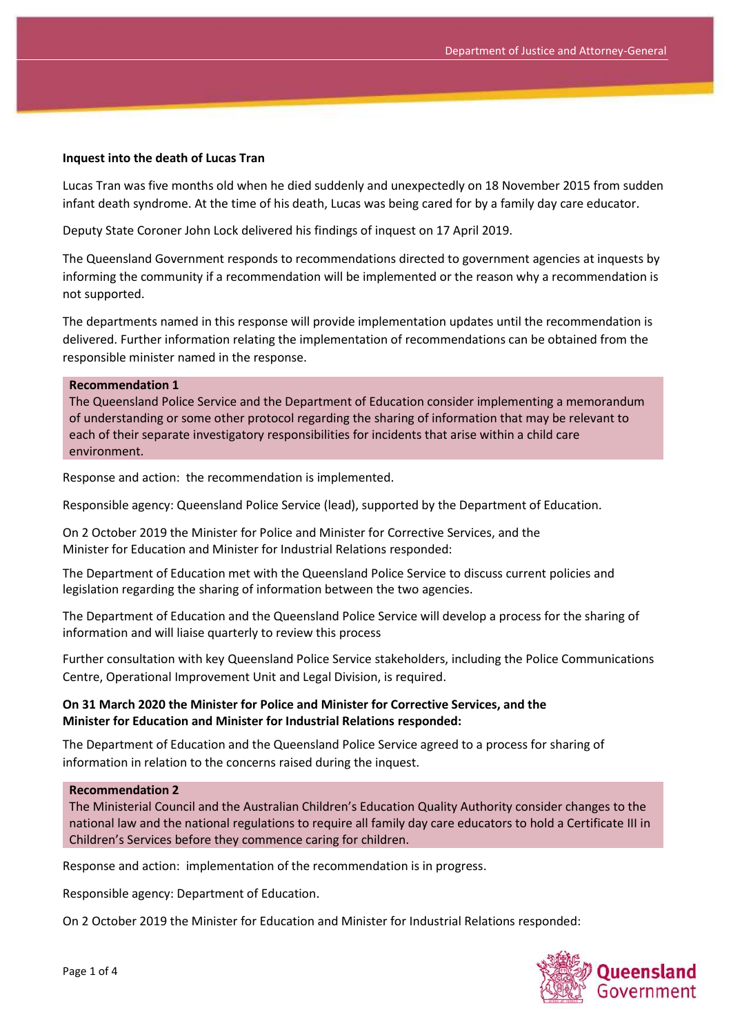**Inquest into the death of Lucas Tran**

Lucas Tran was five months old when he died suddenly and unexpectedly on 18 November 2015 from sudden infant death syndrome. At the time of his death, Lucas was being cared for by a family day care educator.

Deputy State Coroner John Lock delivered his findings of inquest on 17 April 2019.

The Queensland Government responds to recommendations directed to government agencies at inquests by informing the community if a recommendation will be implemented or the reason why a recommendation is not supported.

The departments named in this response will provide implementation updates until the recommendation is delivered. Further information relating the implementation of recommendations can be obtained from the responsible minister named in the response.

**Recommendation 1**
The Queensland Police Service and the Department of Education consider implementing a memorandum of understanding or some other protocol regarding the sharing of information that may be relevant to each of their separate investigatory responsibilities for incidents that arise within a child care environment.

Response and action: the recommendation is implemented.

Responsible agency: Queensland Police Service (lead), supported by the Department of Education.

On 2 October 2019 the Minister for Police and Minister for Corrective Services, and the Minister for Education and Minister for Industrial Relations responded:

The Department of Education met with the Queensland Police Service to discuss current policies and legislation regarding the sharing of information between the two agencies.

The Department of Education and the Queensland Police Service will develop a process for the sharing of information and will liaise quarterly to review this process

Further consultation with key Queensland Police Service stakeholders, including the Police Communications Centre, Operational Improvement Unit and Legal Division, is required.

**On 31 March 2020 the Minister for Police and Minister for Corrective Services, and the Minister for Education and Minister for Industrial Relations responded:**

The Department of Education and the Queensland Police Service agreed to a process for sharing of information in relation to the concerns raised during the inquest.

**Recommendation 2**
The Ministerial Council and the Australian Children's Education Quality Authority consider changes to the national law and the national regulations to require all family day care educators to hold a Certificate III in Children's Services before they commence caring for children.

Response and action: implementation of the recommendation is in progress.

Responsible agency: Department of Education.

On 2 October 2019 the Minister for Education and Minister for Industrial Relations responded: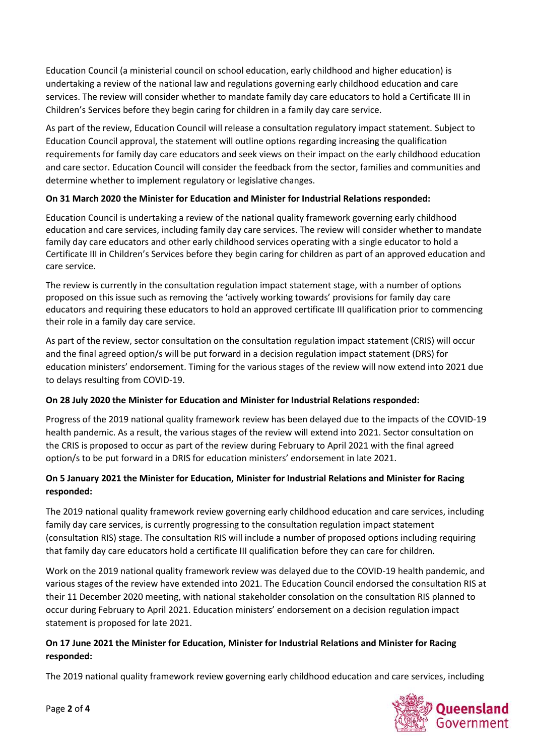Education Council (a ministerial council on school education, early childhood and higher education) is undertaking a review of the national law and regulations governing early childhood education and care services. The review will consider whether to mandate family day care educators to hold a Certificate III in Children's Services before they begin caring for children in a family day care service.

As part of the review, Education Council will release a consultation regulatory impact statement. Subject to Education Council approval, the statement will outline options regarding increasing the qualification requirements for family day care educators and seek views on their impact on the early childhood education and care sector. Education Council will consider the feedback from the sector, families and communities and determine whether to implement regulatory or legislative changes.

**On 31 March 2020 the Minister for Education and Minister for Industrial Relations responded:**

Education Council is undertaking a review of the national quality framework governing early childhood education and care services, including family day care services. The review will consider whether to mandate family day care educators and other early childhood services operating with a single educator to hold a Certificate III in Children's Services before they begin caring for children as part of an approved education and care service.

The review is currently in the consultation regulation impact statement stage, with a number of options proposed on this issue such as removing the 'actively working towards' provisions for family day care educators and requiring these educators to hold an approved certificate III qualification prior to commencing their role in a family day care service.

As part of the review, sector consultation on the consultation regulation impact statement (CRIS) will occur and the final agreed option/s will be put forward in a decision regulation impact statement (DRS) for education ministers' endorsement. Timing for the various stages of the review will now extend into 2021 due to delays resulting from COVID-19.

**On 28 July 2020 the Minister for Education and Minister for Industrial Relations responded:**

Progress of the 2019 national quality framework review has been delayed due to the impacts of the COVID-19 health pandemic. As a result, the various stages of the review will extend into 2021. Sector consultation on the CRIS is proposed to occur as part of the review during February to April 2021 with the final agreed option/s to be put forward in a DRIS for education ministers' endorsement in late 2021.

**On 5 January 2021 the Minister for Education, Minister for Industrial Relations and Minister for Racing responded:**

The 2019 national quality framework review governing early childhood education and care services, including family day care services, is currently progressing to the consultation regulation impact statement (consultation RIS) stage. The consultation RIS will include a number of proposed options including requiring that family day care educators hold a certificate III qualification before they can care for children.

Work on the 2019 national quality framework review was delayed due to the COVID-19 health pandemic, and various stages of the review have extended into 2021. The Education Council endorsed the consultation RIS at their 11 December 2020 meeting, with national stakeholder consolation on the consultation RIS planned to occur during February to April 2021. Education ministers' endorsement on a decision regulation impact statement is proposed for late 2021.

**On 17 June 2021 the Minister for Education, Minister for Industrial Relations and Minister for Racing responded:**

The 2019 national quality framework review governing early childhood education and care services, including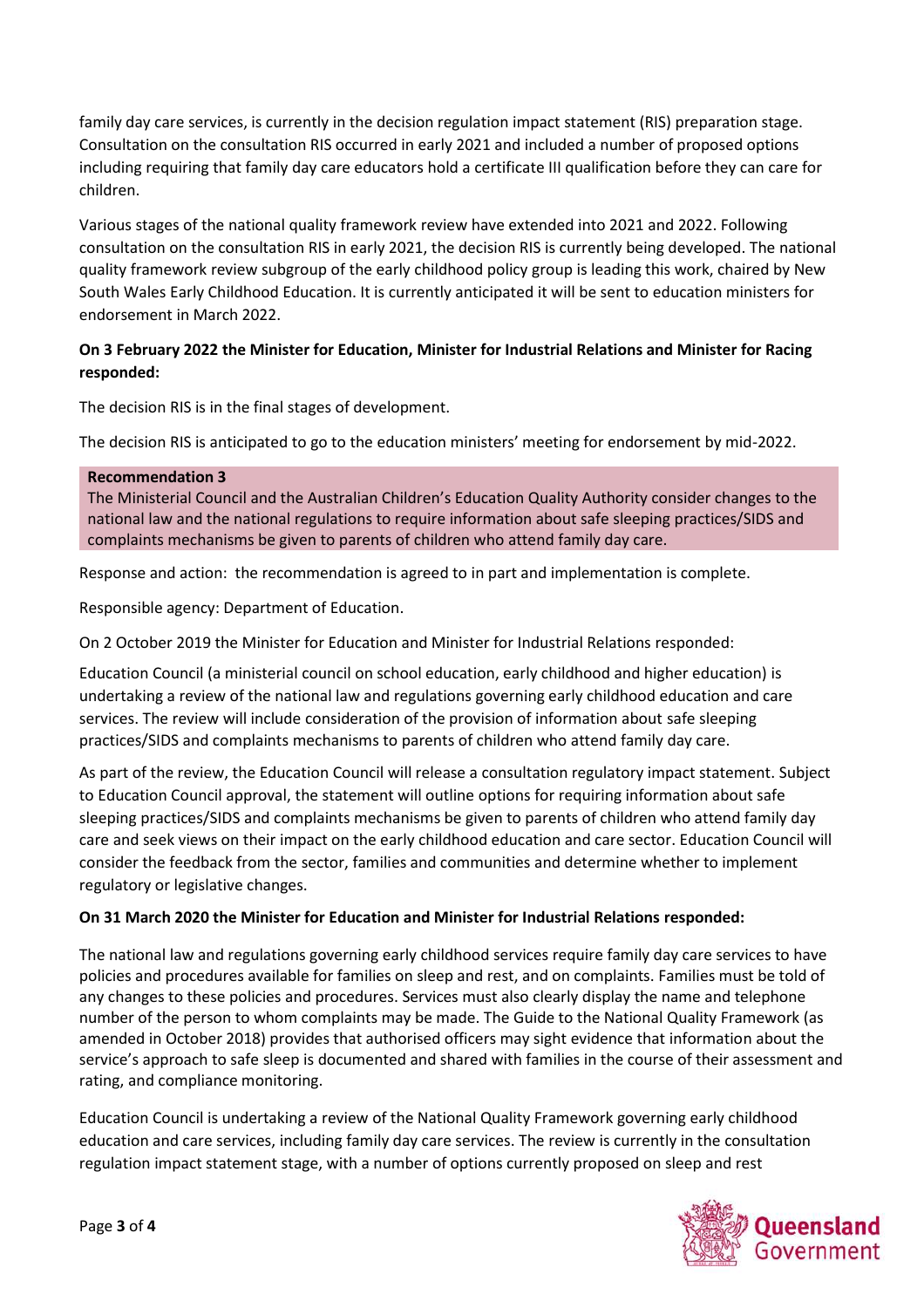family day care services, is currently in the decision regulation impact statement (RIS) preparation stage. Consultation on the consultation RIS occurred in early 2021 and included a number of proposed options including requiring that family day care educators hold a certificate III qualification before they can care for children.

Various stages of the national quality framework review have extended into 2021 and 2022. Following consultation on the consultation RIS in early 2021, the decision RIS is currently being developed. The national quality framework review subgroup of the early childhood policy group is leading this work, chaired by New South Wales Early Childhood Education. It is currently anticipated it will be sent to education ministers for endorsement in March 2022.

**On 3 February 2022 the Minister for Education, Minister for Industrial Relations and Minister for Racing responded:**

The decision RIS is in the final stages of development.

The decision RIS is anticipated to go to the education ministers' meeting for endorsement by mid-2022.

**Recommendation 3**

The Ministerial Council and the Australian Children's Education Quality Authority consider changes to the national law and the national regulations to require information about safe sleeping practices/SIDS and complaints mechanisms be given to parents of children who attend family day care.

Response and action: the recommendation is agreed to in part and implementation is complete.

Responsible agency: Department of Education.

On 2 October 2019 the Minister for Education and Minister for Industrial Relations responded:

Education Council (a ministerial council on school education, early childhood and higher education) is undertaking a review of the national law and regulations governing early childhood education and care services. The review will include consideration of the provision of information about safe sleeping practices/SIDS and complaints mechanisms to parents of children who attend family day care.

As part of the review, the Education Council will release a consultation regulatory impact statement. Subject to Education Council approval, the statement will outline options for requiring information about safe sleeping practices/SIDS and complaints mechanisms be given to parents of children who attend family day care and seek views on their impact on the early childhood education and care sector. Education Council will consider the feedback from the sector, families and communities and determine whether to implement regulatory or legislative changes.

**On 31 March 2020 the Minister for Education and Minister for Industrial Relations responded:**

The national law and regulations governing early childhood services require family day care services to have policies and procedures available for families on sleep and rest, and on complaints. Families must be told of any changes to these policies and procedures. Services must also clearly display the name and telephone number of the person to whom complaints may be made. The Guide to the National Quality Framework (as amended in October 2018) provides that authorised officers may sight evidence that information about the service's approach to safe sleep is documented and shared with families in the course of their assessment and rating, and compliance monitoring.

Education Council is undertaking a review of the National Quality Framework governing early childhood education and care services, including family day care services. The review is currently in the consultation regulation impact statement stage, with a number of options currently proposed on sleep and rest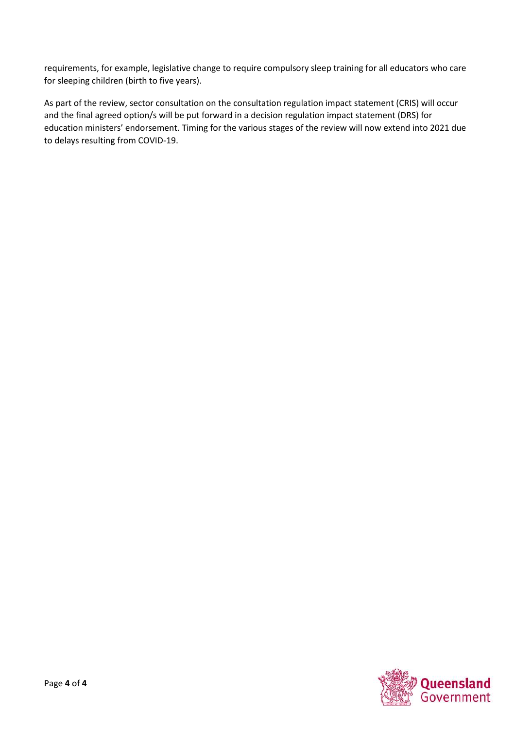requirements, for example, legislative change to require compulsory sleep training for all educators who care for sleeping children (birth to five years).

As part of the review, sector consultation on the consultation regulation impact statement (CRIS) will occur and the final agreed option/s will be put forward in a decision regulation impact statement (DRS) for education ministers' endorsement. Timing for the various stages of the review will now extend into 2021 due to delays resulting from COVID-19.